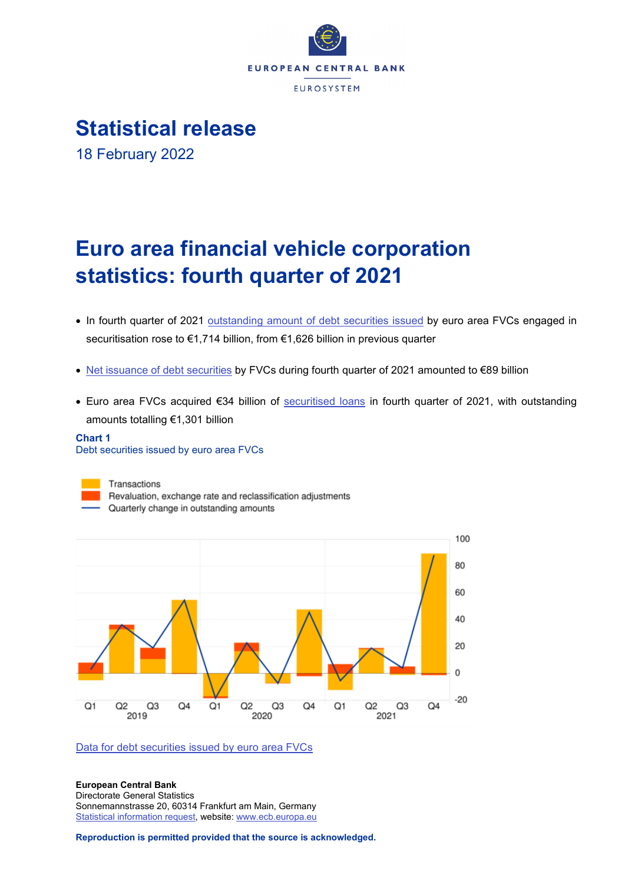EUROPEAN CENTRAL BANK

EUROSYSTEM

# Statistical release

18 February 2022

# Euro area financial vehicle corporation statistics: fourth quarter of 2021

- In fourth quarter of 2021 outstanding amount of debt securities issued by euro area FVCs engaged in securitisation rose to €1,714 billion, from €1,626 billion in previous quarter
- Net issuance of debt securities by FVCs during fourth quarter of 2021 amounted to €89 billion
- Euro area FVCs acquired €34 billion of securitised loans in fourth quarter of 2021, with outstanding amounts totalling €1,301 billion

**Chart 1**

Debt securities issued by euro area FVCs

Transactions

Revaluation, exchange rate and reclassification adjustments

Quarterly change in outstanding amounts

Data for debt securities issued by euro area FVCs

**European Central Bank**

Directorate General Statistics

Sonnemannstrasse 20, 60314 Frankfurt am Main, Germany

Statistical information request, website: www.ecb.europa.eu

**Reproduction is permitted provided that the source is acknowledged.**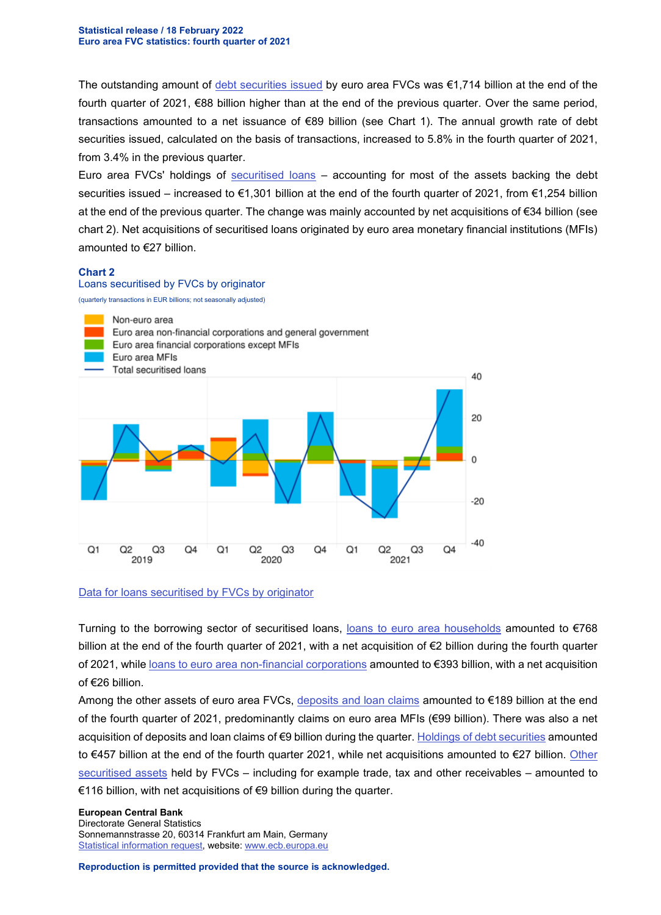The outstanding amount of debt securities issued by euro area FVCs was €1,714 billion at the end of the fourth quarter of 2021, €88 billion higher than at the end of the previous quarter. Over the same period, transactions amounted to a net issuance of €89 billion (see Chart 1). The annual growth rate of debt securities issued, calculated on the basis of transactions, increased to 5.8% in the fourth quarter of 2021, from 3.4% in the previous quarter.

Euro area FVCs' holdings of securitised loans – accounting for most of the assets backing the debt securities issued – increased to €1,301 billion at the end of the fourth quarter of 2021, from €1,254 billion at the end of the previous quarter. The change was mainly accounted by net acquisitions of €34 billion (see chart 2). Net acquisitions of securitised loans originated by euro area monetary financial institutions (MFIs) amounted to €27 billion.

### Chart 2

Loans securitised by FVCs by originator

(quarterly transactions in EUR billions; not seasonally adjusted)

Data for loans securitised by FVCs by originator

Turning to the borrowing sector of securitised loans, loans to euro area households amounted to €768 billion at the end of the fourth quarter of 2021, with a net acquisition of €2 billion during the fourth quarter of 2021, while loans to euro area non-financial corporations amounted to €393 billion, with a net acquisition of €26 billion.

Among the other assets of euro area FVCs, deposits and loan claims amounted to €189 billion at the end of the fourth quarter of 2021, predominantly claims on euro area MFIs (€99 billion). There was also a net acquisition of deposits and loan claims of €9 billion during the quarter. Holdings of debt securities amounted to €457 billion at the end of the fourth quarter 2021, while net acquisitions amounted to €27 billion. Other securitised assets held by FVCs – including for example trade, tax and other receivables – amounted to €116 billion, with net acquisitions of €9 billion during the quarter.

**European Central Bank**
Directorate General Statistics
Sonnemannstrasse 20, 60314 Frankfurt am Main, Germany
Statistical information request, website: www.ecb.europa.eu

**Reproduction is permitted provided that the source is acknowledged.**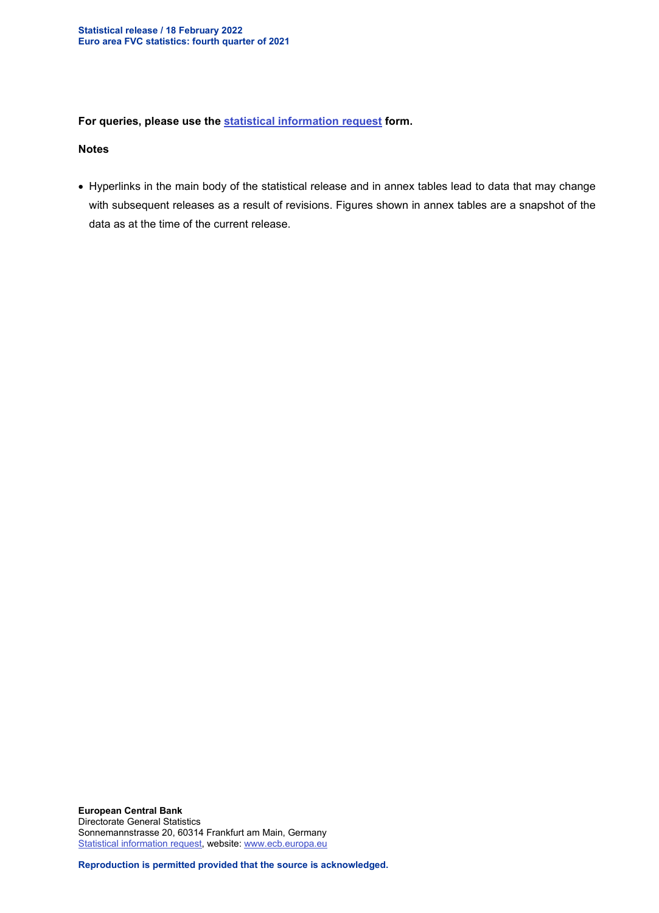**For queries, please use the statistical information request form.**

**Notes**

- Hyperlinks in the main body of the statistical release and in annex tables lead to data that may change with subsequent releases as a result of revisions. Figures shown in annex tables are a snapshot of the data as at the time of the current release.

**European Central Bank**
Directorate General Statistics
Sonnemannstrasse 20, 60314 Frankfurt am Main, Germany
Statistical information request, website: www.ecb.europa.eu

**Reproduction is permitted provided that the source is acknowledged.**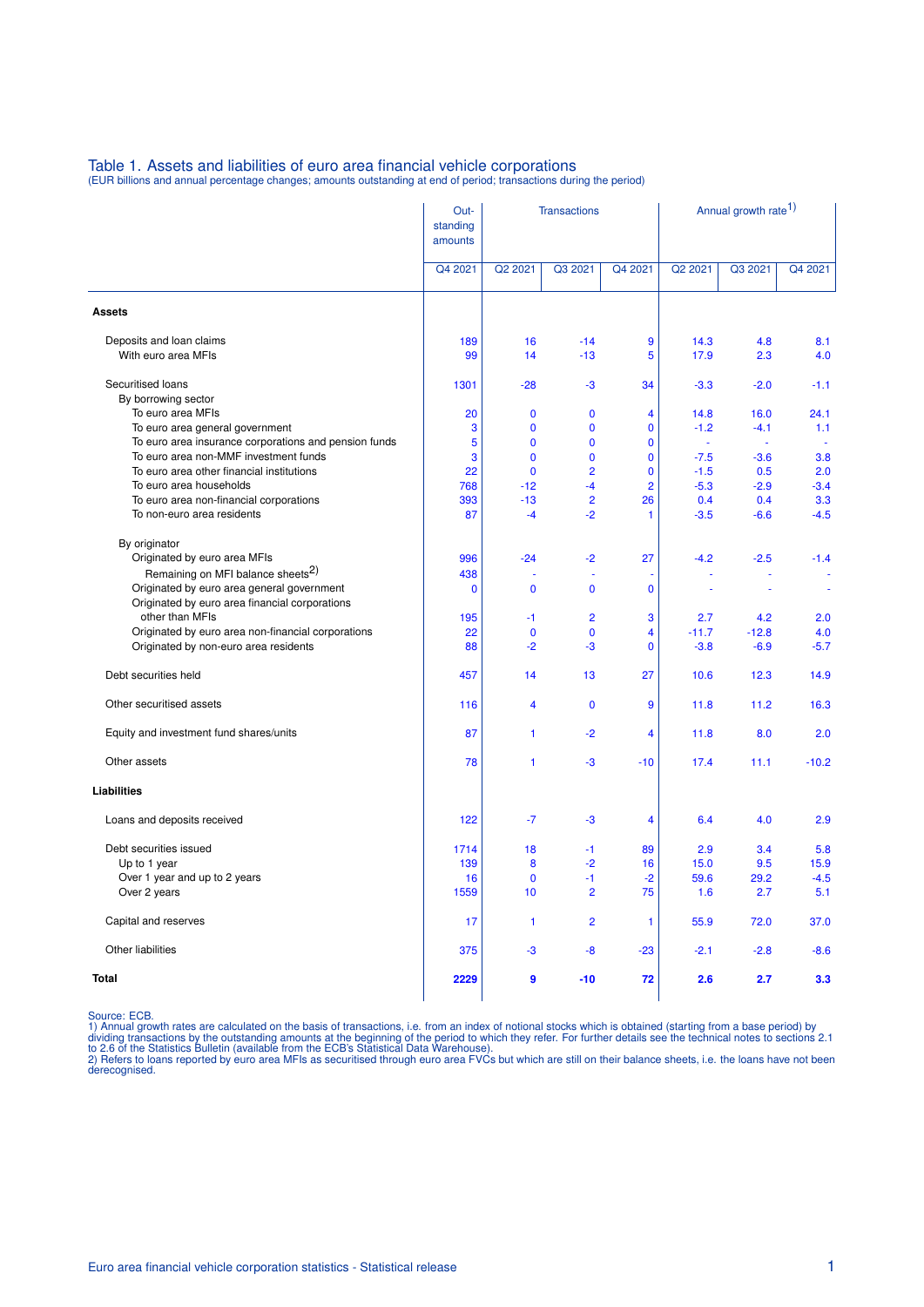## Table 1. Assets and liabilities of euro area financial vehicle corporations

(EUR billions and annual percentage changes; amounts outstanding at end of period; transactions during the period)

| | Out-standing amounts | Transactions | | | Annual growth rate[1] | | |
|---|---|---|---|---|---|---|---|
| | Q4 2021 | Q2 2021 | Q3 2021 | Q4 2021 | Q2 2021 | Q3 2021 | Q4 2021 |
| **Assets** | | | | | | | |
| Deposits and loan claims | 189 | 16 | -14 | 9 | 14.3 | 4.8 | 8.1 |
| With euro area MFIs | 99 | 14 | -13 | 5 | 17.9 | 2.3 | 4.0 |
| Securitised loans | 1301 | -28 | -3 | 34 | -3.3 | -2.0 | -1.1 |
| By borrowing sector | | | | | | | |
| To euro area MFIs | 20 | 0 | 0 | 4 | 14.8 | 16.0 | 24.1 |
| To euro area general government | 3 | 0 | 0 | 0 | -1.2 | -4.1 | 1.1 |
| To euro area insurance corporations and pension funds | 5 | 0 | 0 | 0 | - | - | - |
| To euro area non-MMF investment funds | 3 | 0 | 0 | 0 | -7.5 | -3.6 | 3.8 |
| To euro area other financial institutions | 22 | 0 | 2 | 0 | -1.5 | 0.5 | 2.0 |
| To euro area households | 768 | -12 | -4 | 2 | -5.3 | -2.9 | -3.4 |
| To euro area non-financial corporations | 393 | -13 | 2 | 26 | 0.4 | 0.4 | 3.3 |
| To non-euro area residents | 87 | -4 | -2 | 1 | -3.5 | -6.6 | -4.5 |
| By originator | | | | | | | |
| Originated by euro area MFIs | 996 | -24 | -2 | 27 | -4.2 | -2.5 | -1.4 |
| Remaining on MFI balance sheets[2] | 438 | - | - | - | - | - | - |
| Originated by euro area general government | 0 | 0 | 0 | 0 | - | - | - |
| Originated by euro area financial corporations other than MFIs | 195 | -1 | 2 | 3 | 2.7 | 4.2 | 2.0 |
| Originated by euro area non-financial corporations | 22 | 0 | 0 | 4 | -11.7 | -12.8 | 4.0 |
| Originated by non-euro area residents | 88 | -2 | -3 | 0 | -3.8 | -6.9 | -5.7 |
| Debt securities held | 457 | 14 | 13 | 27 | 10.6 | 12.3 | 14.9 |
| Other securitised assets | 116 | 4 | 0 | 9 | 11.8 | 11.2 | 16.3 |
| Equity and investment fund shares/units | 87 | 1 | -2 | 4 | 11.8 | 8.0 | 2.0 |
| Other assets | 78 | 1 | -3 | -10 | 17.4 | 11.1 | -10.2 |
| **Liabilities** | | | | | | | |
| Loans and deposits received | 122 | -7 | -3 | 4 | 6.4 | 4.0 | 2.9 |
| Debt securities issued | 1714 | 18 | -1 | 89 | 2.9 | 3.4 | 5.8 |
| Up to 1 year | 139 | 8 | -2 | 16 | 15.0 | 9.5 | 15.9 |
| Over 1 year and up to 2 years | 16 | 0 | -1 | -2 | 59.6 | 29.2 | -4.5 |
| Over 2 years | 1559 | 10 | 2 | 75 | 1.6 | 2.7 | 5.1 |
| Capital and reserves | 17 | 1 | 2 | 1 | 55.9 | 72.0 | 37.0 |
| Other liabilities | 375 | -3 | -8 | -23 | -2.1 | -2.8 | -8.6 |
| **Total** | **2229** | **9** | **-10** | **72** | **2.6** | **2.7** | **3.3** |

Source: ECB.
1) Annual growth rates are calculated on the basis of transactions, i.e. from an index of notional stocks which is obtained (starting from a base period) by dividing transactions by the outstanding amounts at the beginning of the period to which they refer. For further details see the technical notes to sections 2.1 to 2.6 of the Statistics Bulletin (available from the ECB's Statistical Data Warehouse).
2) Refers to loans reported by euro area MFIs as securitised through euro area FVCs but which are still on their balance sheets, i.e. the loans have not been derecognised.